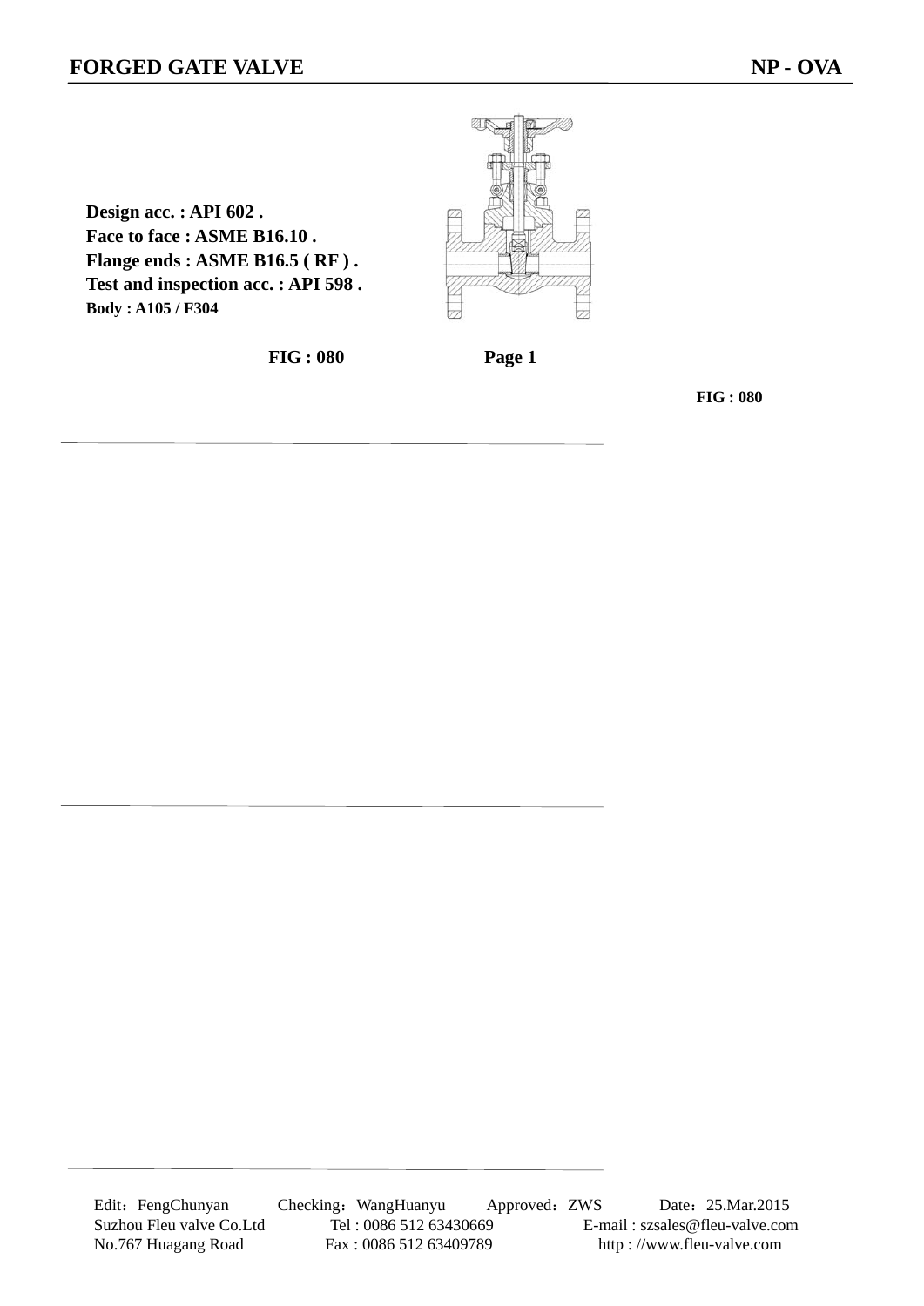# FORGED GATE VALVE

**NP - OVA**

**Design acc. : API 602 .**
**Face to face : ASME B16.10 .**
**Flange ends : ASME B16.5 ( RF ) .**
**Test and inspection acc. : API 598 .**
**Body : A105 / F304**

**FIG : 080**

**FIG : 080**

Edit：FengChunyan Checking：WangHuanyu Approved：ZWS Date：25.Mar.2015
Suzhou Fleu valve Co.Ltd Tel : 0086 512 63430669 E-mail : szsales@fleu-valve.com
No.767 Huagang Road Fax : 0086 512 63409789 http : //www.fleu-valve.com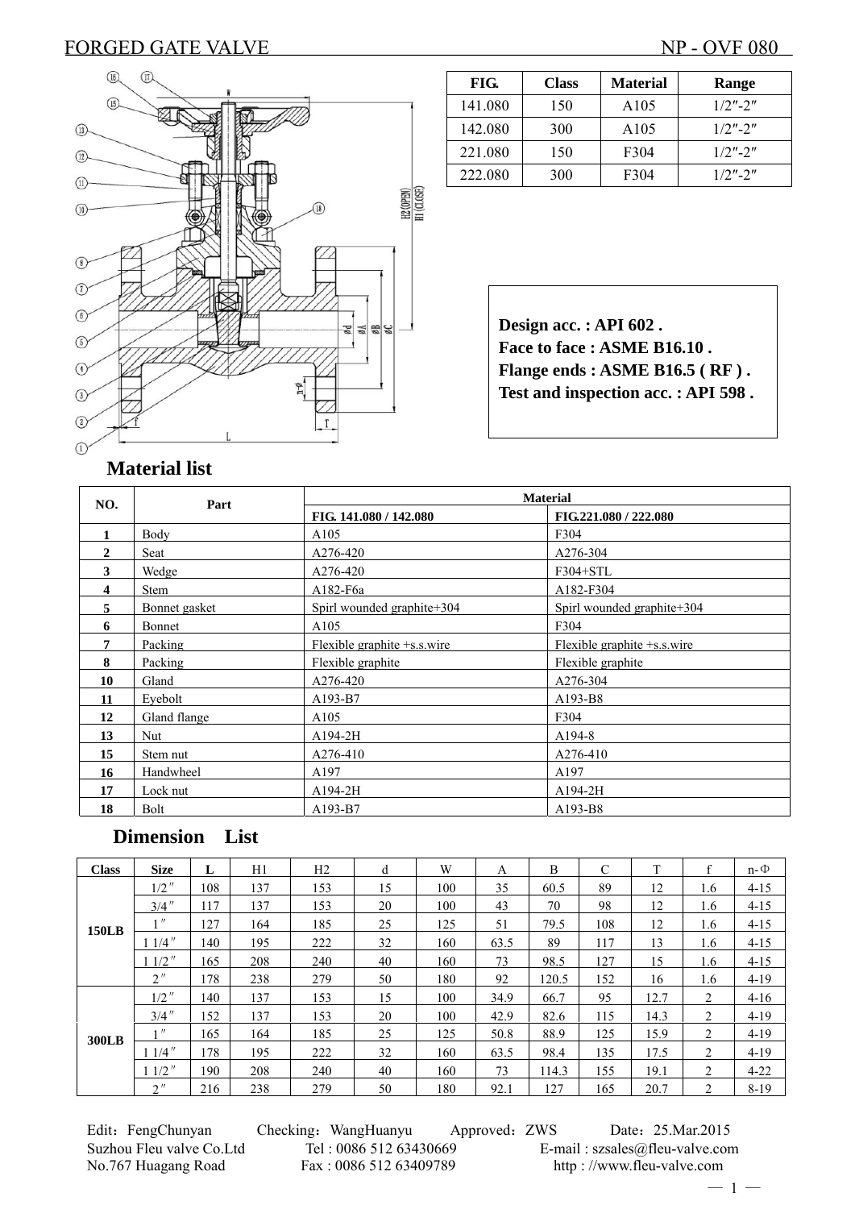# FORGED GATE VALVE NP - OVF 080

| FIG. | Class | Material | Range |
|---|---|---|---|
| 141.080 | 150 | A105 | 1/2″-2″ |
| 142.080 | 300 | A105 | 1/2″-2″ |
| 221.080 | 150 | F304 | 1/2″-2″ |
| 222.080 | 300 | F304 | 1/2″-2″ |

16 17 15 13 12 11 10 8 7 6 5 4 3 2 1 18

W

H2 (OPEN)
H1 (CLOSE)

ød øA øB øC

n-Φ

f T L

**Design acc. : API 602 .**
**Face to face : ASME B16.10 .**
**Flange ends : ASME B16.5 ( RF ) .**
**Test and inspection acc. : API 598 .**

## Material list

| NO. | Part | Material | |
|---|---|---|---|
| | | FIG. 141.080 / 142.080 | FIG.221.080 / 222.080 |
| 1 | Body | A105 | F304 |
| 2 | Seat | A276-420 | A276-304 |
| 3 | Wedge | A276-420 | F304+STL |
| 4 | Stem | A182-F6a | A182-F304 |
| 5 | Bonnet gasket | Spirl wounded graphite+304 | Spirl wounded graphite+304 |
| 6 | Bonnet | A105 | F304 |
| 7 | Packing | Flexible graphite +s.s.wire | Flexible graphite +s.s.wire |
| 8 | Packing | Flexible graphite | Flexible graphite |
| 10 | Gland | A276-420 | A276-304 |
| 11 | Eyebolt | A193-B7 | A193-B8 |
| 12 | Gland flange | A105 | F304 |
| 13 | Nut | A194-2H | A194-8 |
| 15 | Stem nut | A276-410 | A276-410 |
| 16 | Handwheel | A197 | A197 |
| 17 | Lock nut | A194-2H | A194-2H |
| 18 | Bolt | A193-B7 | A193-B8 |

## Dimension List

| Class | Size | L | H1 | H2 | d | W | A | B | C | T | f | n-Φ |
|---|---|---|---|---|---|---|---|---|---|---|---|---|
| 150LB | 1/2″ | 108 | 137 | 153 | 15 | 100 | 35 | 60.5 | 89 | 12 | 1.6 | 4-15 |
| | 3/4″ | 117 | 137 | 153 | 20 | 100 | 43 | 70 | 98 | 12 | 1.6 | 4-15 |
| | 1″ | 127 | 164 | 185 | 25 | 125 | 51 | 79.5 | 108 | 12 | 1.6 | 4-15 |
| | 1 1/4″ | 140 | 195 | 222 | 32 | 160 | 63.5 | 89 | 117 | 13 | 1.6 | 4-15 |
| | 1 1/2″ | 165 | 208 | 240 | 40 | 160 | 73 | 98.5 | 127 | 15 | 1.6 | 4-15 |
| | 2″ | 178 | 238 | 279 | 50 | 180 | 92 | 120.5 | 152 | 16 | 1.6 | 4-19 |
| 300LB | 1/2″ | 140 | 137 | 153 | 15 | 100 | 34.9 | 66.7 | 95 | 12.7 | 2 | 4-16 |
| | 3/4″ | 152 | 137 | 153 | 20 | 100 | 42.9 | 82.6 | 115 | 14.3 | 2 | 4-19 |
| | 1″ | 165 | 164 | 185 | 25 | 125 | 50.8 | 88.9 | 125 | 15.9 | 2 | 4-19 |
| | 1 1/4″ | 178 | 195 | 222 | 32 | 160 | 63.5 | 98.4 | 135 | 17.5 | 2 | 4-19 |
| | 1 1/2″ | 190 | 208 | 240 | 40 | 160 | 73 | 114.3 | 155 | 19.1 | 2 | 4-22 |
| | 2″ | 216 | 238 | 279 | 50 | 180 | 92.1 | 127 | 165 | 20.7 | 2 | 8-19 |

Edit：FengChunyan Checking：WangHuanyu Approved：ZWS Date：25.Mar.2015

Suzhou Fleu valve Co.Ltd Tel : 0086 512 63430669 E-mail : szsales@fleu-valve.com

No.767 Huagang Road Fax : 0086 512 63409789 http : //www.fleu-valve.com